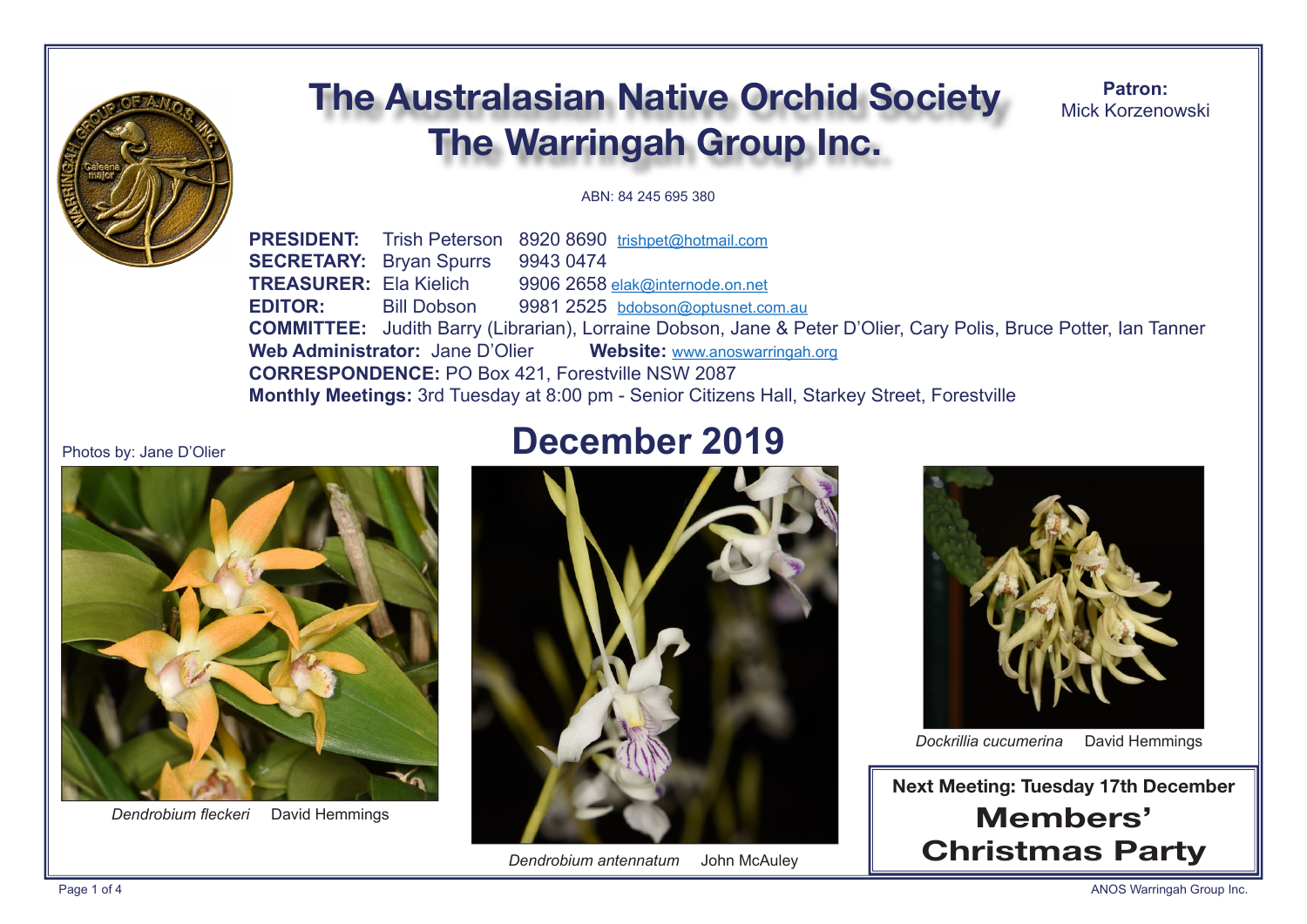# The Australasian Native Orchid Society
# The Warringah Group Inc.

**Patron:** Mick Korzenowski

ABN: 84 245 695 380

**PRESIDENT:** Trish Peterson 8920 8690 trishpet@hotmail.com
**SECRETARY:** Bryan Spurrs 9943 0474
**TREASURER:** Ela Kielich 9906 2658 elak@internode.on.net
**EDITOR:** Bill Dobson 9981 2525 bdobson@optusnet.com.au
**COMMITTEE:** Judith Barry (Librarian), Lorraine Dobson, Jane & Peter D'Olier, Cary Polis, Bruce Potter, Ian Tanner
**Web Administrator:** Jane D'Olier **Website:** www.anoswarringah.org
**CORRESPONDENCE:** PO Box 421, Forestville NSW 2087
**Monthly Meetings:** 3rd Tuesday at 8:00 pm - Senior Citizens Hall, Starkey Street, Forestville

## December 2019

Photos by: Jane D'Olier

*Dendrobium fleckeri* David Hemmings

*Dendrobium antennatum* John McAuley

*Dockrillia cucumerina* David Hemmings

**Next Meeting: Tuesday 17th December**

**Members' Christmas Party**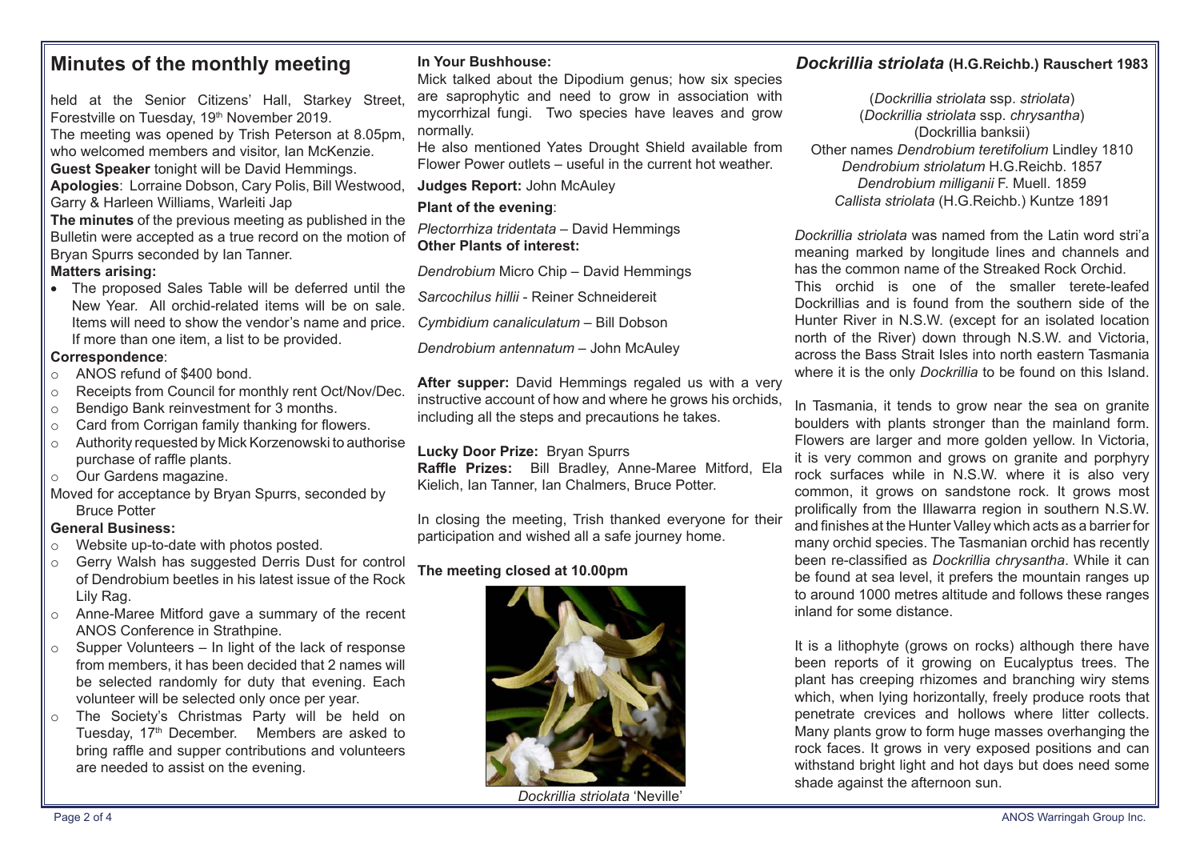## Minutes of the monthly meeting

held at the Senior Citizens' Hall, Starkey Street, Forestville on Tuesday, 19th November 2019.

The meeting was opened by Trish Peterson at 8.05pm, who welcomed members and visitor, Ian McKenzie.

**Guest Speaker** tonight will be David Hemmings.

**Apologies**: Lorraine Dobson, Cary Polis, Bill Westwood, Garry & Harleen Williams, Warleiti Jap

**The minutes** of the previous meeting as published in the Bulletin were accepted as a true record on the motion of Bryan Spurrs seconded by Ian Tanner.

**Matters arising:**

- The proposed Sales Table will be deferred until the New Year. All orchid-related items will be on sale. Items will need to show the vendor's name and price. If more than one item, a list to be provided.

**Correspondence**:

- ANOS refund of $400 bond.
- Receipts from Council for monthly rent Oct/Nov/Dec.
- Bendigo Bank reinvestment for 3 months.
- Card from Corrigan family thanking for flowers.
- Authority requested by Mick Korzenowski to authorise purchase of raffle plants.
- Our Gardens magazine.

Moved for acceptance by Bryan Spurrs, seconded by Bruce Potter

**General Business:**

- Website up-to-date with photos posted.
- Gerry Walsh has suggested Derris Dust for control of Dendrobium beetles in his latest issue of the Rock Lily Rag.
- Anne-Maree Mitford gave a summary of the recent ANOS Conference in Strathpine.
- Supper Volunteers – In light of the lack of response from members, it has been decided that 2 names will be selected randomly for duty that evening. Each volunteer will be selected only once per year.
- The Society's Christmas Party will be held on Tuesday, 17th December. Members are asked to bring raffle and supper contributions and volunteers are needed to assist on the evening.

**In Your Bushhouse:**

Mick talked about the Dipodium genus; how six species are saprophytic and need to grow in association with mycorrhizal fungi. Two species have leaves and grow normally.

He also mentioned Yates Drought Shield available from Flower Power outlets – useful in the current hot weather.

**Judges Report:** John McAuley

**Plant of the evening**:

*Plectorrhiza tridentata* – David Hemmings

**Other Plants of interest:**

*Dendrobium* Micro Chip – David Hemmings

*Sarcochilus hillii* - Reiner Schneidereit

*Cymbidium canaliculatum* – Bill Dobson

*Dendrobium antennatum* – John McAuley

**After supper:** David Hemmings regaled us with a very instructive account of how and where he grows his orchids, including all the steps and precautions he takes.

**Lucky Door Prize:** Bryan Spurrs

**Raffle Prizes:** Bill Bradley, Anne-Maree Mitford, Ela Kielich, Ian Tanner, Ian Chalmers, Bruce Potter.

In closing the meeting, Trish thanked everyone for their participation and wished all a safe journey home.

**The meeting closed at 10.00pm**

*Dockrillia striolata* 'Neville'

## *Dockrillia striolata* (H.G.Reichb.) Rauschert 1983

(*Dockrillia striolata* ssp. *striolata*)
(*Dockrillia striolata* ssp. *chrysantha*)
(Dockrillia banksii)
Other names *Dendrobium teretifolium* Lindley 1810
*Dendrobium striolatum* H.G.Reichb. 1857
*Dendrobium milliganii* F. Muell. 1859
*Callista striolata* (H.G.Reichb.) Kuntze 1891

*Dockrillia striolata* was named from the Latin word stri'a meaning marked by longitude lines and channels and has the common name of the Streaked Rock Orchid.

This orchid is one of the smaller terete-leafed Dockrillias and is found from the southern side of the Hunter River in N.S.W. (except for an isolated location north of the River) down through N.S.W. and Victoria, across the Bass Strait Isles into north eastern Tasmania where it is the only *Dockrillia* to be found on this Island.

In Tasmania, it tends to grow near the sea on granite boulders with plants stronger than the mainland form. Flowers are larger and more golden yellow. In Victoria, it is very common and grows on granite and porphyry rock surfaces while in N.S.W. where it is also very common, it grows on sandstone rock. It grows most prolifically from the Illawarra region in southern N.S.W. and finishes at the Hunter Valley which acts as a barrier for many orchid species. The Tasmanian orchid has recently been re-classified as *Dockrillia chrysantha*. While it can be found at sea level, it prefers the mountain ranges up to around 1000 metres altitude and follows these ranges inland for some distance.

It is a lithophyte (grows on rocks) although there have been reports of it growing on Eucalyptus trees. The plant has creeping rhizomes and branching wiry stems which, when lying horizontally, freely produce roots that penetrate crevices and hollows where litter collects. Many plants grow to form huge masses overhanging the rock faces. It grows in very exposed positions and can withstand bright light and hot days but does need some shade against the afternoon sun.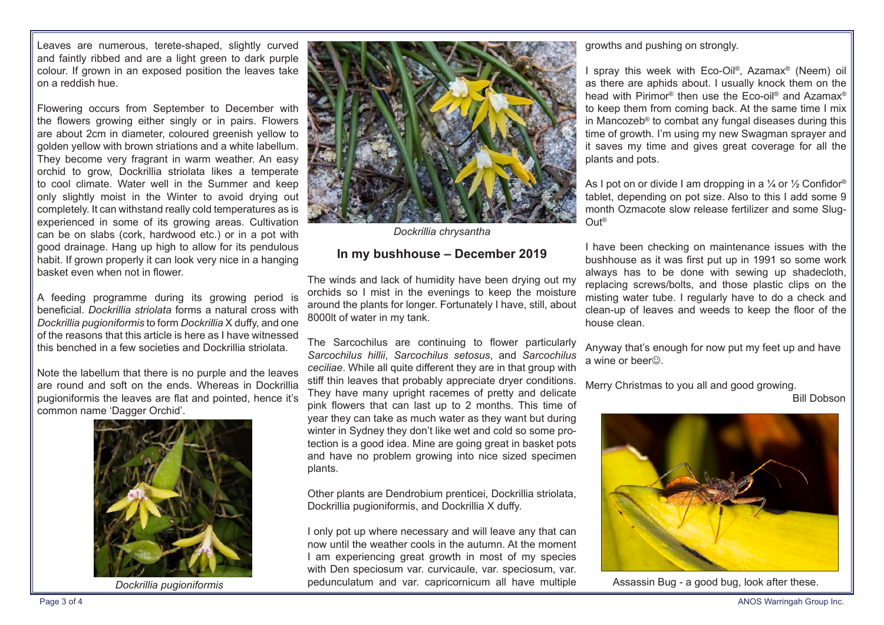Leaves are numerous, terete-shaped, slightly curved and faintly ribbed and are a light green to dark purple colour. If grown in an exposed position the leaves take on a reddish hue.

Flowering occurs from September to December with the flowers growing either singly or in pairs. Flowers are about 2cm in diameter, coloured greenish yellow to golden yellow with brown striations and a white labellum. They become very fragrant in warm weather. An easy orchid to grow, Dockrillia striolata likes a temperate to cool climate. Water well in the Summer and keep only slightly moist in the Winter to avoid drying out completely. It can withstand really cold temperatures as is experienced in some of its growing areas. Cultivation can be on slabs (cork, hardwood etc.) or in a pot with good drainage. Hang up high to allow for its pendulous habit. If grown properly it can look very nice in a hanging basket even when not in flower.

A feeding programme during its growing period is beneficial. *Dockrillia striolata* forms a natural cross with *Dockrillia pugioniformis* to form *Dockrillia* X duffy, and one of the reasons that this article is here as I have witnessed this benched in a few societies and Dockrillia striolata.

Note the labellum that there is no purple and the leaves are round and soft on the ends. Whereas in Dockrillia pugioniformis the leaves are flat and pointed, hence it's common name 'Dagger Orchid'.

*Dockrillia pugioniformis*

*Dockrillia chrysantha*

## In my bushhouse – December 2019

The winds and lack of humidity have been drying out my orchids so I mist in the evenings to keep the moisture around the plants for longer. Fortunately I have, still, about 8000lt of water in my tank.

The Sarcochilus are continuing to flower particularly *Sarcochilus hillii*, *Sarcochilus setosus*, and *Sarcochilus ceciliae*. While all quite different they are in that group with stiff thin leaves that probably appreciate dryer conditions. They have many upright racemes of pretty and delicate pink flowers that can last up to 2 months. This time of year they can take as much water as they want but during winter in Sydney they don't like wet and cold so some protection is a good idea. Mine are going great in basket pots and have no problem growing into nice sized specimen plants.

Other plants are Dendrobium prenticei, Dockrillia striolata, Dockrillia pugioniformis, and Dockrillia X duffy.

I only pot up where necessary and will leave any that can now until the weather cools in the autumn. At the moment I am experiencing great growth in most of my species with Den speciosum var. curvicaule, var. speciosum, var. pedunculatum and var. capricornicum all have multiple growths and pushing on strongly.

I spray this week with Eco-Oil®, Azamax® (Neem) oil as there are aphids about. I usually knock them on the head with Pirimor® then use the Eco-oil® and Azamax® to keep them from coming back. At the same time I mix in Mancozeb® to combat any fungal diseases during this time of growth. I'm using my new Swagman sprayer and it saves my time and gives great coverage for all the plants and pots.

As I pot on or divide I am dropping in a ¼ or ½ Confidor® tablet, depending on pot size. Also to this I add some 9 month Ozmacote slow release fertilizer and some Slug-Out®

I have been checking on maintenance issues with the bushhouse as it was first put up in 1991 so some work always has to be done with sewing up shadecloth, replacing screws/bolts, and those plastic clips on the misting water tube. I regularly have to do a check and clean-up of leaves and weeds to keep the floor of the house clean.

Anyway that's enough for now put my feet up and have a wine or beer☺.

Merry Christmas to you all and good growing.

Bill Dobson

Assassin Bug - a good bug, look after these.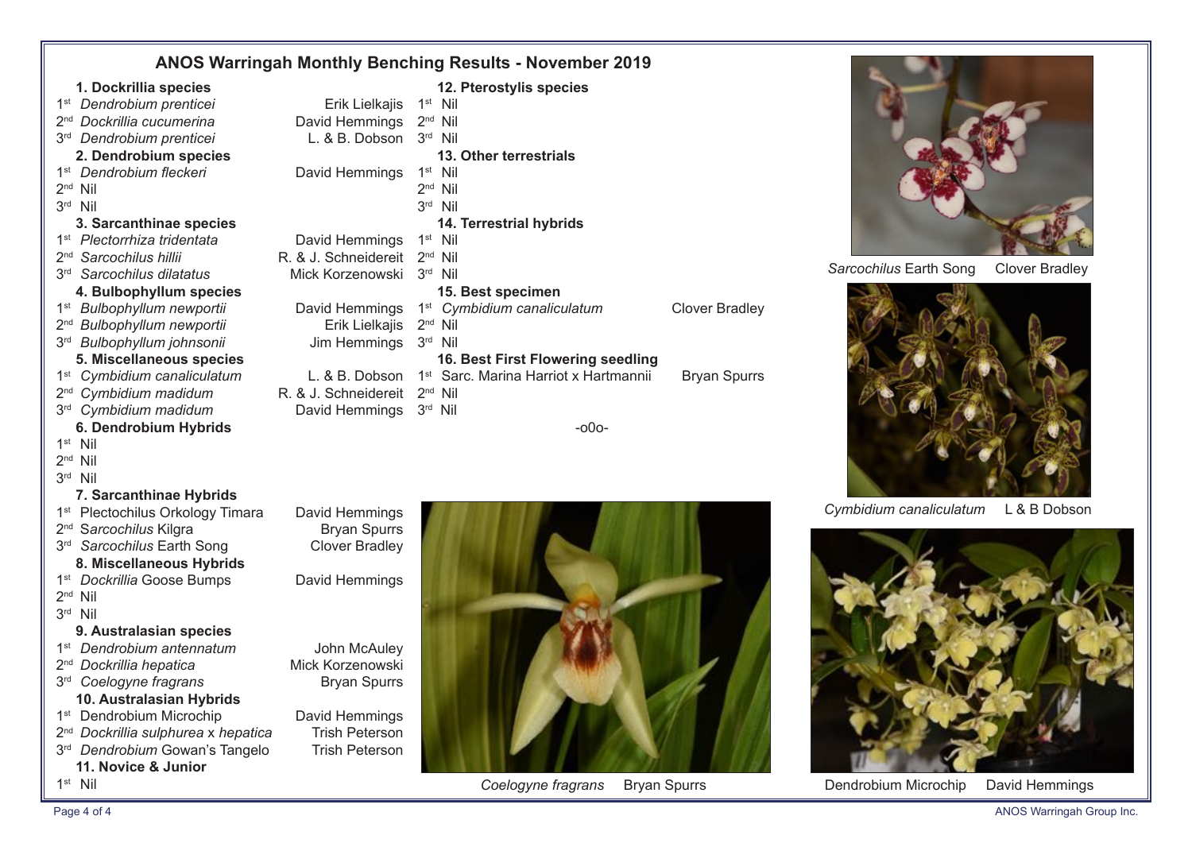# ANOS Warringah Monthly Benching Results - November 2019

### 1. Dockrillia species

1st *Dendrobium prenticei* — Erik Lielkajis
2nd *Dockrillia cucumerina* — David Hemmings
3rd *Dendrobium prenticei* — L. & B. Dobson

### 2. Dendrobium species

1st *Dendrobium fleckeri* — David Hemmings
2nd Nil
3rd Nil

### 3. Sarcanthinae species

1st *Plectorrhiza tridentata* — David Hemmings
2nd *Sarcochilus hillii* — R. & J. Schneidereit
3rd *Sarcochilus dilatatus* — Mick Korzenowski

### 4. Bulbophyllum species

1st *Bulbophyllum newportii* — David Hemmings
2nd *Bulbophyllum newportii* — Erik Lielkajis
3rd *Bulbophyllum johnsonii* — Jim Hemmings

### 5. Miscellaneous species

1st *Cymbidium canaliculatum* — L. & B. Dobson
2nd *Cymbidium madidum* — R. & J. Schneidereit
3rd *Cymbidium madidum* — David Hemmings

### 6. Dendrobium Hybrids

1st Nil
2nd Nil
3rd Nil

### 7. Sarcanthinae Hybrids

1st Plectochilus Orkology Timara — David Hemmings
2nd *Sarcochilus* Kilgra — Bryan Spurrs
3rd *Sarcochilus* Earth Song — Clover Bradley

### 8. Miscellaneous Hybrids

1st *Dockrillia* Goose Bumps — David Hemmings
2nd Nil
3rd Nil

### 9. Australasian species

1st *Dendrobium antennatum* — John McAuley
2nd *Dockrillia hepatica* — Mick Korzenowski
3rd *Coelogyne fragrans* — Bryan Spurrs

### 10. Australasian Hybrids

1st Dendrobium Microchip — David Hemmings
2nd *Dockrillia sulphurea* x *hepatica* — Trish Peterson
3rd *Dendrobium* Gowan's Tangelo — Trish Peterson

### 11. Novice & Junior

1st Nil

### 12. Pterostylis species

1st Nil
2nd Nil
3rd Nil

### 13. Other terrestrials

1st Nil
2nd Nil
3rd Nil

### 14. Terrestrial hybrids

1st Nil
2nd Nil
3rd Nil

### 15. Best specimen

1st *Cymbidium canaliculatum* — Clover Bradley
2nd Nil
3rd Nil

### 16. Best First Flowering seedling

1st Sarc. Marina Harriot x Hartmannii — Bryan Spurrs
2nd Nil
3rd Nil

-o0o-

*Coelogyne fragrans* Bryan Spurrs

*Sarcochilus* Earth Song Clover Bradley

*Cymbidium canaliculatum* L & B Dobson

Dendrobium Microchip David Hemmings